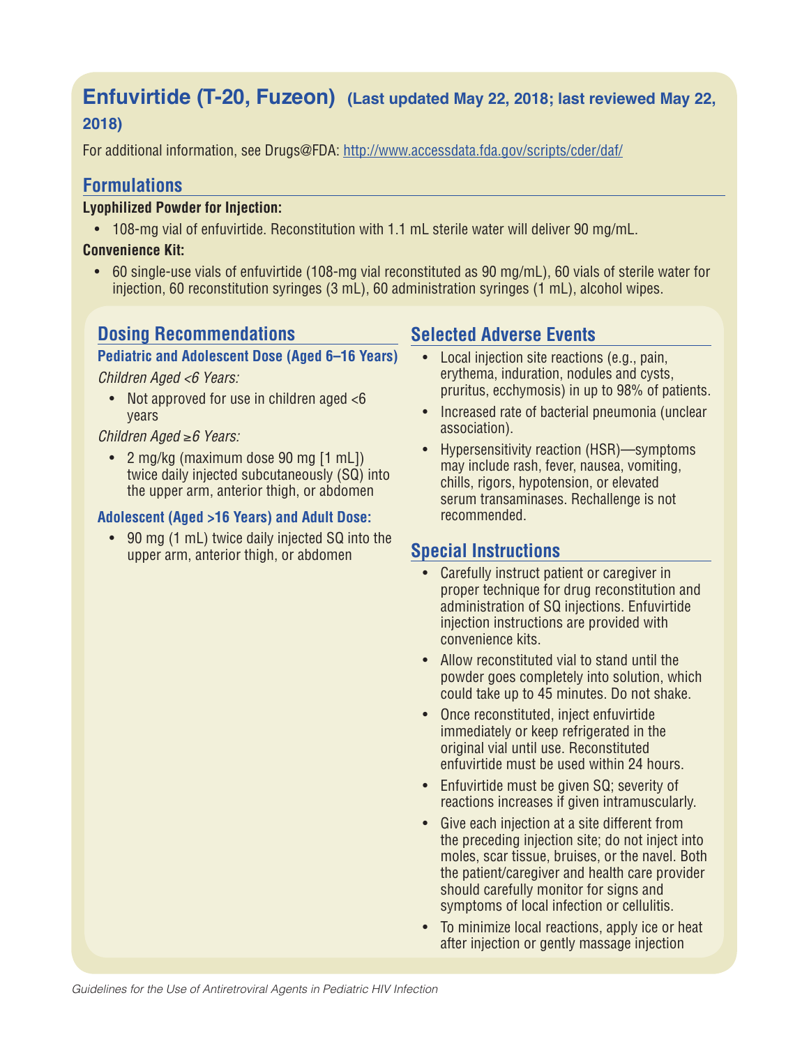# Enfuvirtide (T-20, Fuzeon) (Last updated May 22, 2018; last reviewed May 22, 2018)

For additional information, see Drugs@FDA: http://www.accessdata.fda.gov/scripts/cder/daf/

## Formulations

**Lyophilized Powder for Injection:**

- 108-mg vial of enfuvirtide. Reconstitution with 1.1 mL sterile water will deliver 90 mg/mL.

**Convenience Kit:**

- 60 single-use vials of enfuvirtide (108-mg vial reconstituted as 90 mg/mL), 60 vials of sterile water for injection, 60 reconstitution syringes (3 mL), 60 administration syringes (1 mL), alcohol wipes.

## Dosing Recommendations

### Pediatric and Adolescent Dose (Aged 6–16 Years)

*Children Aged <6 Years:*

- Not approved for use in children aged <6 years

*Children Aged ≥6 Years:*

- 2 mg/kg (maximum dose 90 mg [1 mL]) twice daily injected subcutaneously (SQ) into the upper arm, anterior thigh, or abdomen

### Adolescent (Aged >16 Years) and Adult Dose:

- 90 mg (1 mL) twice daily injected SQ into the upper arm, anterior thigh, or abdomen

## Selected Adverse Events

- Local injection site reactions (e.g., pain, erythema, induration, nodules and cysts, pruritus, ecchymosis) in up to 98% of patients.
- Increased rate of bacterial pneumonia (unclear association).
- Hypersensitivity reaction (HSR)—symptoms may include rash, fever, nausea, vomiting, chills, rigors, hypotension, or elevated serum transaminases. Rechallenge is not recommended.

## Special Instructions

- Carefully instruct patient or caregiver in proper technique for drug reconstitution and administration of SQ injections. Enfuvirtide injection instructions are provided with convenience kits.
- Allow reconstituted vial to stand until the powder goes completely into solution, which could take up to 45 minutes. Do not shake.
- Once reconstituted, inject enfuvirtide immediately or keep refrigerated in the original vial until use. Reconstituted enfuvirtide must be used within 24 hours.
- Enfuvirtide must be given SQ; severity of reactions increases if given intramuscularly.
- Give each injection at a site different from the preceding injection site; do not inject into moles, scar tissue, bruises, or the navel. Both the patient/caregiver and health care provider should carefully monitor for signs and symptoms of local infection or cellulitis.
- To minimize local reactions, apply ice or heat after injection or gently massage injection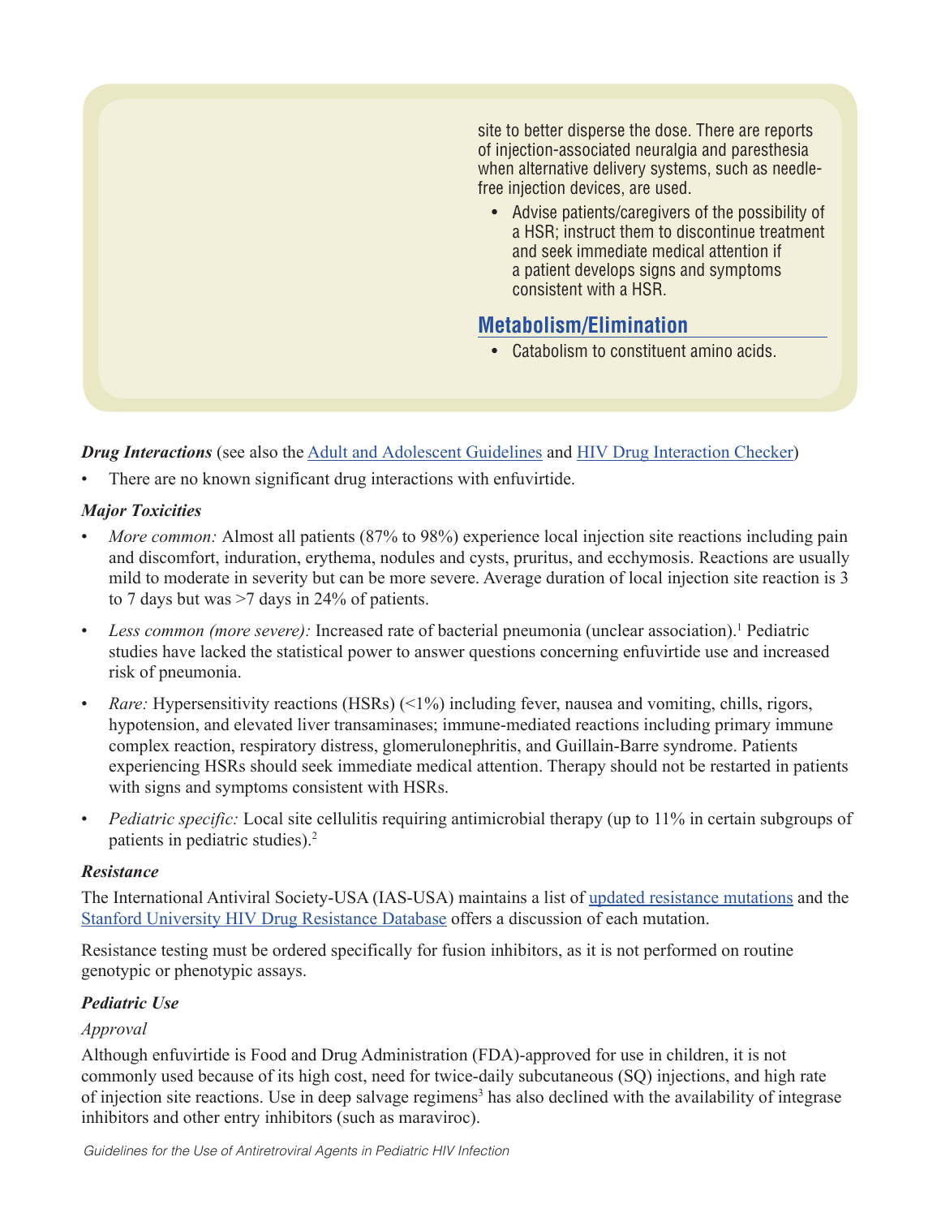site to better disperse the dose. There are reports of injection-associated neuralgia and paresthesia when alternative delivery systems, such as needle-free injection devices, are used.

- Advise patients/caregivers of the possibility of a HSR; instruct them to discontinue treatment and seek immediate medical attention if a patient develops signs and symptoms consistent with a HSR.

## Metabolism/Elimination

- Catabolism to constituent amino acids.

***Drug Interactions*** (see also the Adult and Adolescent Guidelines and HIV Drug Interaction Checker)

- There are no known significant drug interactions with enfuvirtide.

***Major Toxicities***

- *More common:* Almost all patients (87% to 98%) experience local injection site reactions including pain and discomfort, induration, erythema, nodules and cysts, pruritus, and ecchymosis. Reactions are usually mild to moderate in severity but can be more severe. Average duration of local injection site reaction is 3 to 7 days but was >7 days in 24% of patients.
- *Less common (more severe):* Increased rate of bacterial pneumonia (unclear association).[1] Pediatric studies have lacked the statistical power to answer questions concerning enfuvirtide use and increased risk of pneumonia.
- *Rare:* Hypersensitivity reactions (HSRs) (<1%) including fever, nausea and vomiting, chills, rigors, hypotension, and elevated liver transaminases; immune-mediated reactions including primary immune complex reaction, respiratory distress, glomerulonephritis, and Guillain-Barre syndrome. Patients experiencing HSRs should seek immediate medical attention. Therapy should not be restarted in patients with signs and symptoms consistent with HSRs.
- *Pediatric specific:* Local site cellulitis requiring antimicrobial therapy (up to 11% in certain subgroups of patients in pediatric studies).[2]

***Resistance***

The International Antiviral Society-USA (IAS-USA) maintains a list of updated resistance mutations and the Stanford University HIV Drug Resistance Database offers a discussion of each mutation.

Resistance testing must be ordered specifically for fusion inhibitors, as it is not performed on routine genotypic or phenotypic assays.

***Pediatric Use***

*Approval*

Although enfuvirtide is Food and Drug Administration (FDA)-approved for use in children, it is not commonly used because of its high cost, need for twice-daily subcutaneous (SQ) injections, and high rate of injection site reactions. Use in deep salvage regimens[3] has also declined with the availability of integrase inhibitors and other entry inhibitors (such as maraviroc).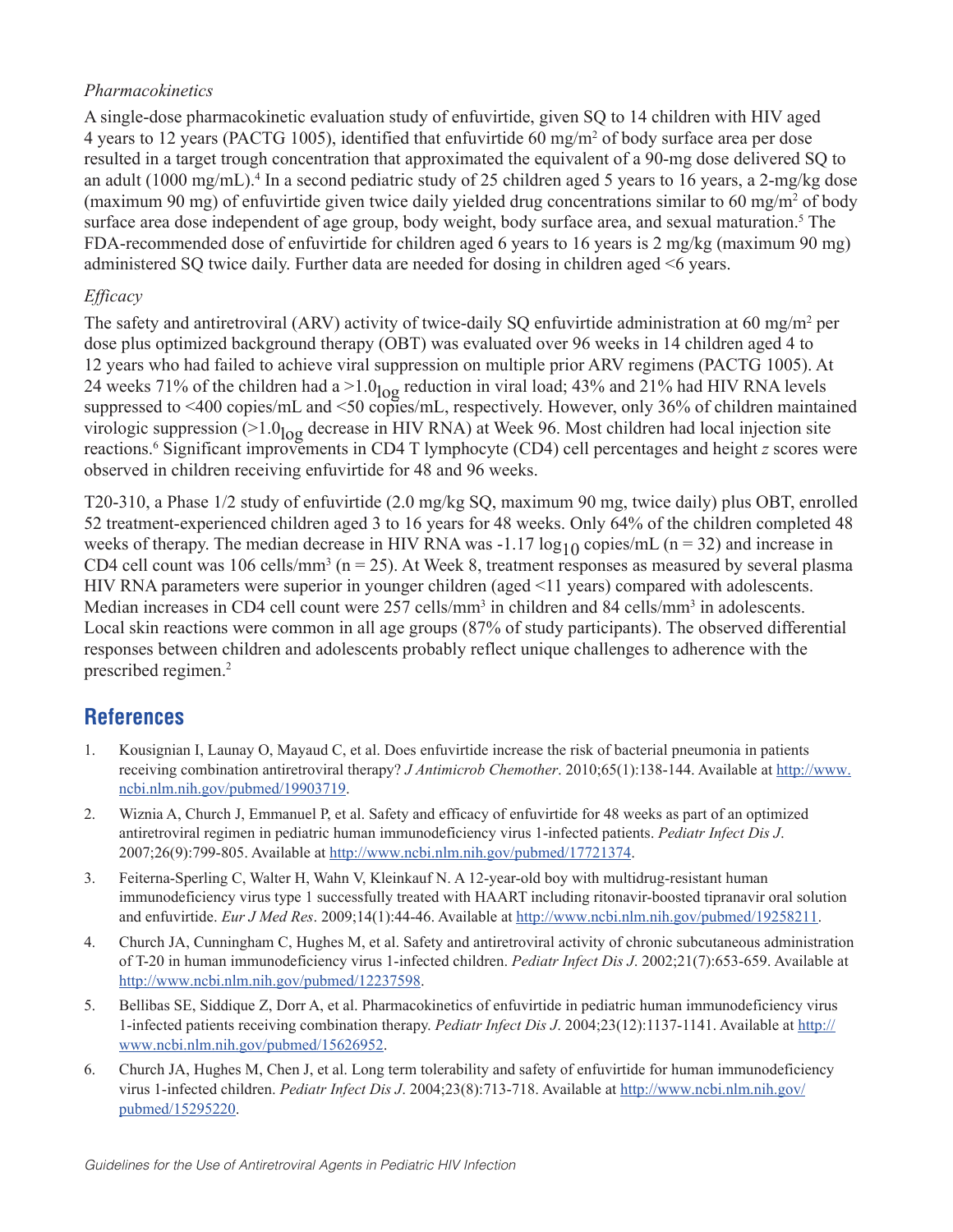*Pharmacokinetics*

A single-dose pharmacokinetic evaluation study of enfuvirtide, given SQ to 14 children with HIV aged 4 years to 12 years (PACTG 1005), identified that enfuvirtide 60 mg/$m^2$ of body surface area per dose resulted in a target trough concentration that approximated the equivalent of a 90-mg dose delivered SQ to an adult (1000 mg/mL).[4] In a second pediatric study of 25 children aged 5 years to 16 years, a 2-mg/kg dose (maximum 90 mg) of enfuvirtide given twice daily yielded drug concentrations similar to 60 mg/$m^2$ of body surface area dose independent of age group, body weight, body surface area, and sexual maturation.[5] The FDA-recommended dose of enfuvirtide for children aged 6 years to 16 years is 2 mg/kg (maximum 90 mg) administered SQ twice daily. Further data are needed for dosing in children aged <6 years.

*Efficacy*

The safety and antiretroviral (ARV) activity of twice-daily SQ enfuvirtide administration at 60 mg/$m^2$ per dose plus optimized background therapy (OBT) was evaluated over 96 weeks in 14 children aged 4 to 12 years who had failed to achieve viral suppression on multiple prior ARV regimens (PACTG 1005). At 24 weeks 71% of the children had a $>1.0_{\log}$ reduction in viral load; 43% and 21% had HIV RNA levels suppressed to <400 copies/mL and <50 copies/mL, respectively. However, only 36% of children maintained virologic suppression ($>1.0_{\log}$ decrease in HIV RNA) at Week 96. Most children had local injection site reactions.[6] Significant improvements in CD4 T lymphocyte (CD4) cell percentages and height *z* scores were observed in children receiving enfuvirtide for 48 and 96 weeks.

T20-310, a Phase 1/2 study of enfuvirtide (2.0 mg/kg SQ, maximum 90 mg, twice daily) plus OBT, enrolled 52 treatment-experienced children aged 3 to 16 years for 48 weeks. Only 64% of the children completed 48 weeks of therapy. The median decrease in HIV RNA was $-1.17 \log_{10}$ copies/mL (n = 32) and increase in CD4 cell count was 106 cells/$mm^3$ (n = 25). At Week 8, treatment responses as measured by several plasma HIV RNA parameters were superior in younger children (aged <11 years) compared with adolescents. Median increases in CD4 cell count were 257 cells/$mm^3$ in children and 84 cells/$mm^3$ in adolescents. Local skin reactions were common in all age groups (87% of study participants). The observed differential responses between children and adolescents probably reflect unique challenges to adherence with the prescribed regimen.[2]

## References

1. Kousignian I, Launay O, Mayaud C, et al. Does enfuvirtide increase the risk of bacterial pneumonia in patients receiving combination antiretroviral therapy? *J Antimicrob Chemother*. 2010;65(1):138-144. Available at http://www.ncbi.nlm.nih.gov/pubmed/19903719.
2. Wiznia A, Church J, Emmanuel P, et al. Safety and efficacy of enfuvirtide for 48 weeks as part of an optimized antiretroviral regimen in pediatric human immunodeficiency virus 1-infected patients. *Pediatr Infect Dis J*. 2007;26(9):799-805. Available at http://www.ncbi.nlm.nih.gov/pubmed/17721374.
3. Feiterna-Sperling C, Walter H, Wahn V, Kleinkauf N. A 12-year-old boy with multidrug-resistant human immunodeficiency virus type 1 successfully treated with HAART including ritonavir-boosted tipranavir oral solution and enfuvirtide. *Eur J Med Res*. 2009;14(1):44-46. Available at http://www.ncbi.nlm.nih.gov/pubmed/19258211.
4. Church JA, Cunningham C, Hughes M, et al. Safety and antiretroviral activity of chronic subcutaneous administration of T-20 in human immunodeficiency virus 1-infected children. *Pediatr Infect Dis J*. 2002;21(7):653-659. Available at http://www.ncbi.nlm.nih.gov/pubmed/12237598.
5. Bellibas SE, Siddique Z, Dorr A, et al. Pharmacokinetics of enfuvirtide in pediatric human immunodeficiency virus 1-infected patients receiving combination therapy. *Pediatr Infect Dis J*. 2004;23(12):1137-1141. Available at http://www.ncbi.nlm.nih.gov/pubmed/15626952.
6. Church JA, Hughes M, Chen J, et al. Long term tolerability and safety of enfuvirtide for human immunodeficiency virus 1-infected children. *Pediatr Infect Dis J*. 2004;23(8):713-718. Available at http://www.ncbi.nlm.nih.gov/pubmed/15295220.